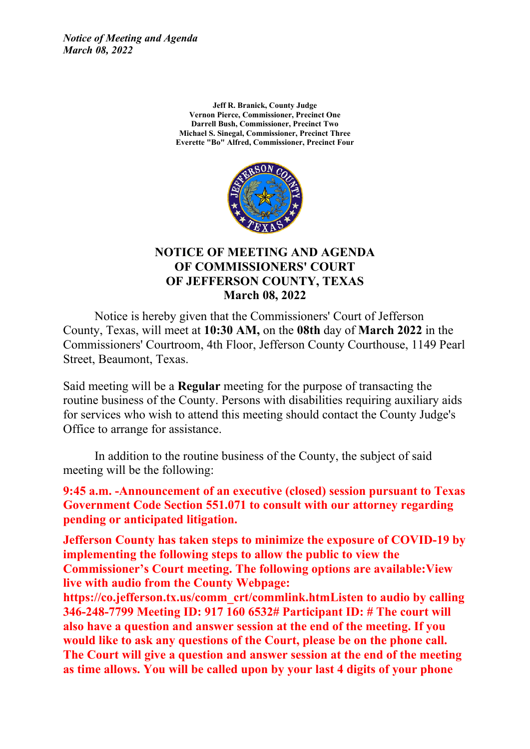*Notice of Meeting and Agenda*
*March 08, 2022*

**Jeff R. Branick, County Judge**
**Vernon Pierce, Commissioner, Precinct One**
**Darrell Bush, Commissioner, Precinct Two**
**Michael S. Sinegal, Commissioner, Precinct Three**
**Everette "Bo" Alfred, Commissioner, Precinct Four**

# NOTICE OF MEETING AND AGENDA OF COMMISSIONERS' COURT OF JEFFERSON COUNTY, TEXAS March 08, 2022

Notice is hereby given that the Commissioners' Court of Jefferson County, Texas, will meet at **10:30 AM,** on the **08th** day of **March 2022** in the Commissioners' Courtroom, 4th Floor, Jefferson County Courthouse, 1149 Pearl Street, Beaumont, Texas.

Said meeting will be a **Regular** meeting for the purpose of transacting the routine business of the County. Persons with disabilities requiring auxiliary aids for services who wish to attend this meeting should contact the County Judge's Office to arrange for assistance.

In addition to the routine business of the County, the subject of said meeting will be the following:

**9:45 a.m. -Announcement of an executive (closed) session pursuant to Texas Government Code Section 551.071 to consult with our attorney regarding pending or anticipated litigation.**

**Jefferson County has taken steps to minimize the exposure of COVID-19 by implementing the following steps to allow the public to view the Commissioner's Court meeting. The following options are available:View live with audio from the County Webpage: https://co.jefferson.tx.us/comm_crt/commlink.htmListen to audio by calling 346-248-7799 Meeting ID: 917 160 6532# Participant ID: # The court will also have a question and answer session at the end of the meeting. If you would like to ask any questions of the Court, please be on the phone call. The Court will give a question and answer session at the end of the meeting as time allows. You will be called upon by your last 4 digits of your phone**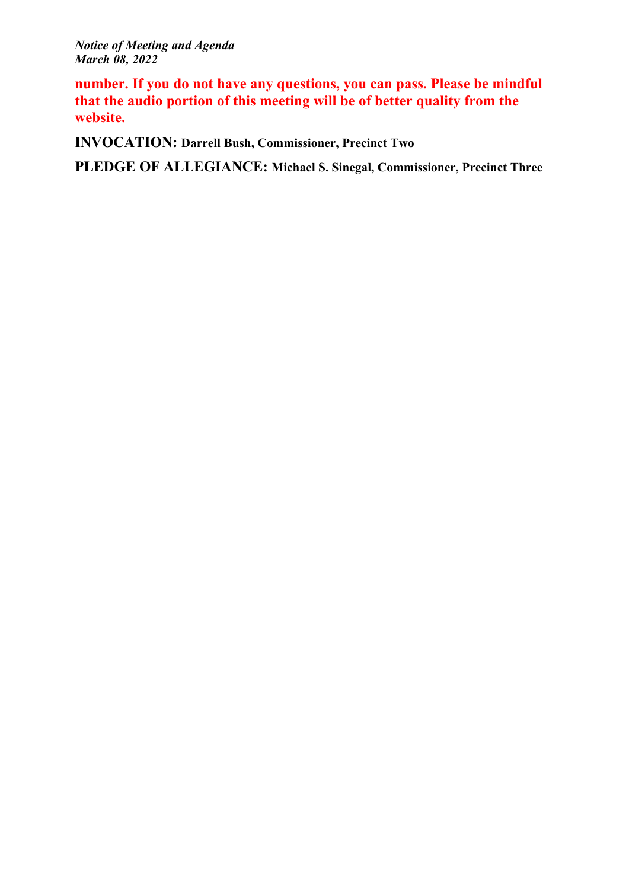**number. If you do not have any questions, you can pass. Please be mindful that the audio portion of this meeting will be of better quality from the website.**

**INVOCATION:** **Darrell Bush, Commissioner, Precinct Two**

**PLEDGE OF ALLEGIANCE:** **Michael S. Sinegal, Commissioner, Precinct Three**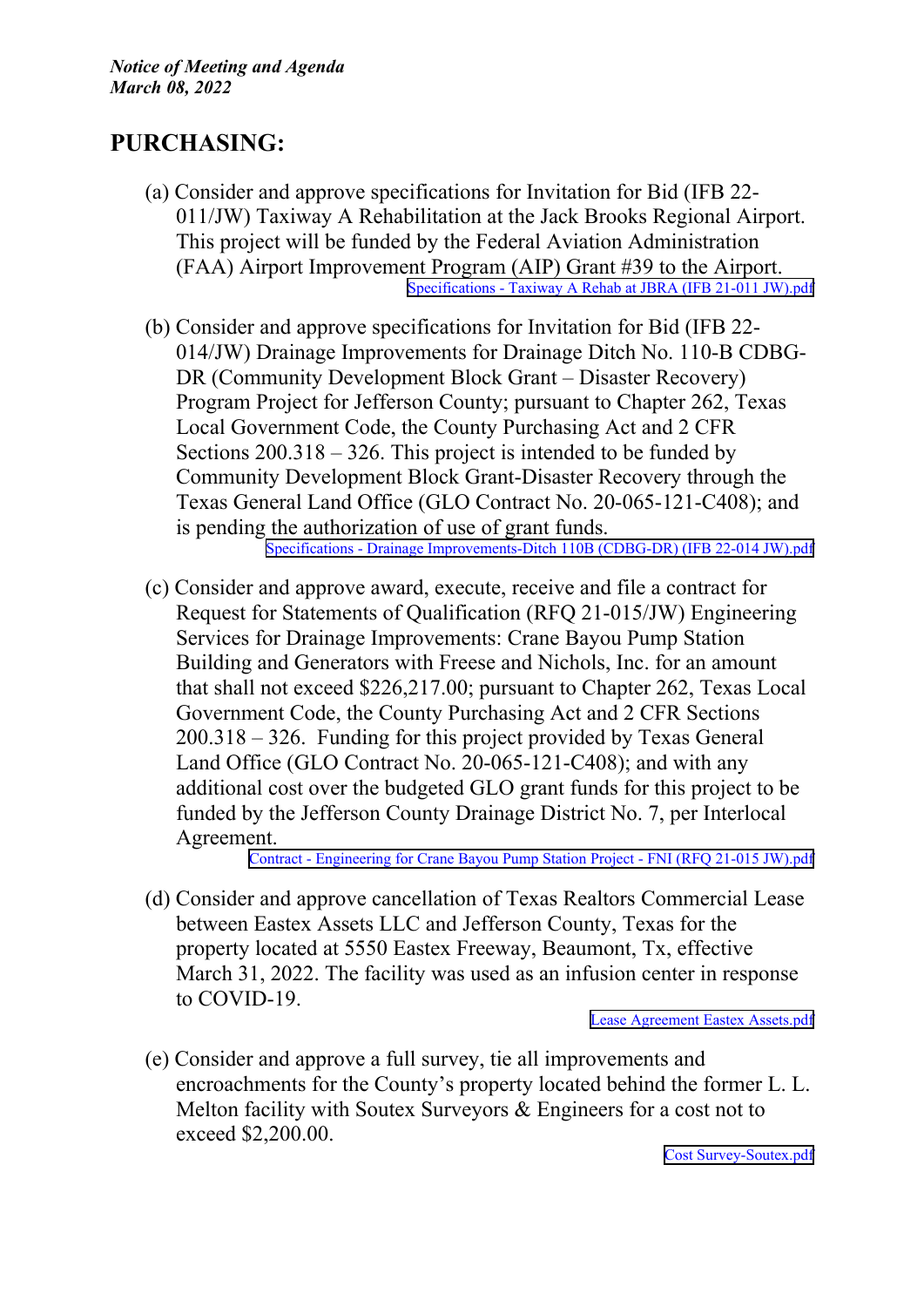*Notice of Meeting and Agenda*
*March 08, 2022*

## PURCHASING:

(a) Consider and approve specifications for Invitation for Bid (IFB 22-011/JW) Taxiway A Rehabilitation at the Jack Brooks Regional Airport. This project will be funded by the Federal Aviation Administration (FAA) Airport Improvement Program (AIP) Grant #39 to the Airport.
Specifications - Taxiway A Rehab at JBRA (IFB 21-011 JW).pdf

(b) Consider and approve specifications for Invitation for Bid (IFB 22-014/JW) Drainage Improvements for Drainage Ditch No. 110-B CDBG-DR (Community Development Block Grant – Disaster Recovery) Program Project for Jefferson County; pursuant to Chapter 262, Texas Local Government Code, the County Purchasing Act and 2 CFR Sections 200.318 – 326. This project is intended to be funded by Community Development Block Grant-Disaster Recovery through the Texas General Land Office (GLO Contract No. 20-065-121-C408); and is pending the authorization of use of grant funds.
Specifications - Drainage Improvements-Ditch 110B (CDBG-DR) (IFB 22-014 JW).pdf

(c) Consider and approve award, execute, receive and file a contract for Request for Statements of Qualification (RFQ 21-015/JW) Engineering Services for Drainage Improvements: Crane Bayou Pump Station Building and Generators with Freese and Nichols, Inc. for an amount that shall not exceed $226,217.00; pursuant to Chapter 262, Texas Local Government Code, the County Purchasing Act and 2 CFR Sections 200.318 – 326. Funding for this project provided by Texas General Land Office (GLO Contract No. 20-065-121-C408); and with any additional cost over the budgeted GLO grant funds for this project to be funded by the Jefferson County Drainage District No. 7, per Interlocal Agreement.
Contract - Engineering for Crane Bayou Pump Station Project - FNI (RFQ 21-015 JW).pdf

(d) Consider and approve cancellation of Texas Realtors Commercial Lease between Eastex Assets LLC and Jefferson County, Texas for the property located at 5550 Eastex Freeway, Beaumont, Tx, effective March 31, 2022. The facility was used as an infusion center in response to COVID-19.
Lease Agreement Eastex Assets.pdf

(e) Consider and approve a full survey, tie all improvements and encroachments for the County's property located behind the former L. L. Melton facility with Soutex Surveyors & Engineers for a cost not to exceed $2,200.00.
Cost Survey-Soutex.pdf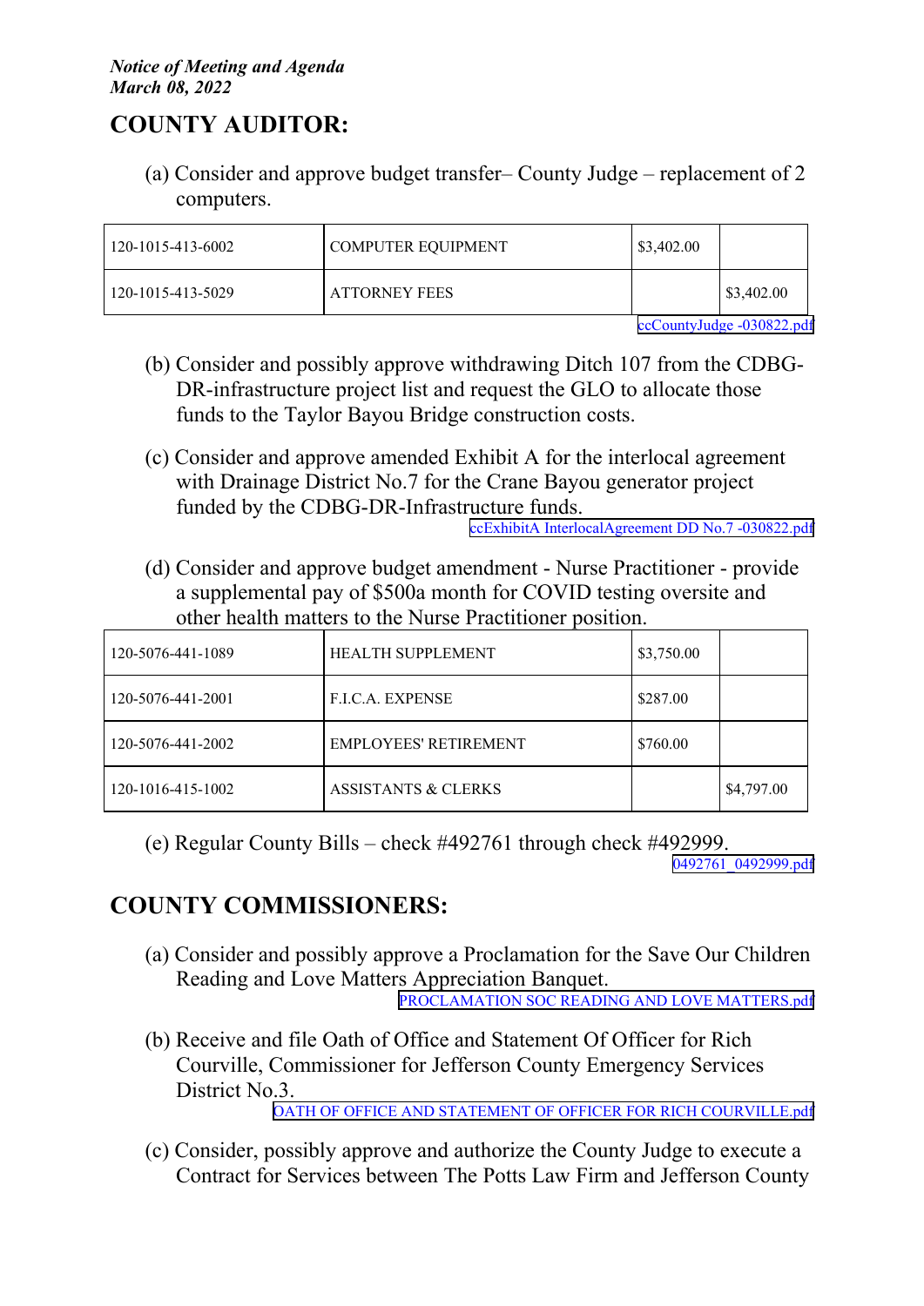## COUNTY AUDITOR:

(a) Consider and approve budget transfer– County Judge – replacement of 2 computers.

| | | | |
|---|---|---|---|
| 120-1015-413-6002 | COMPUTER EQUIPMENT | $3,402.00 | |
| 120-1015-413-5029 | ATTORNEY FEES | | $3,402.00 |

ccCountyJudge -030822.pdf

(b) Consider and possibly approve withdrawing Ditch 107 from the CDBG-DR-infrastructure project list and request the GLO to allocate those funds to the Taylor Bayou Bridge construction costs.

(c) Consider and approve amended Exhibit A for the interlocal agreement with Drainage District No.7 for the Crane Bayou generator project funded by the CDBG-DR-Infrastructure funds.

ccExhibitA InterlocalAgreement DD No.7 -030822.pdf

(d) Consider and approve budget amendment - Nurse Practitioner - provide a supplemental pay of $500a month for COVID testing oversite and other health matters to the Nurse Practitioner position.

| | | | |
|---|---|---|---|
| 120-5076-441-1089 | HEALTH SUPPLEMENT | $3,750.00 | |
| 120-5076-441-2001 | F.I.C.A. EXPENSE | $287.00 | |
| 120-5076-441-2002 | EMPLOYEES' RETIREMENT | $760.00 | |
| 120-1016-415-1002 | ASSISTANTS & CLERKS | | $4,797.00 |

(e) Regular County Bills – check #492761 through check #492999.

0492761_0492999.pdf

## COUNTY COMMISSIONERS:

(a) Consider and possibly approve a Proclamation for the Save Our Children Reading and Love Matters Appreciation Banquet.

PROCLAMATION SOC READING AND LOVE MATTERS.pdf

(b) Receive and file Oath of Office and Statement Of Officer for Rich Courville, Commissioner for Jefferson County Emergency Services District No.3.

OATH OF OFFICE AND STATEMENT OF OFFICER FOR RICH COURVILLE.pdf

(c) Consider, possibly approve and authorize the County Judge to execute a Contract for Services between The Potts Law Firm and Jefferson County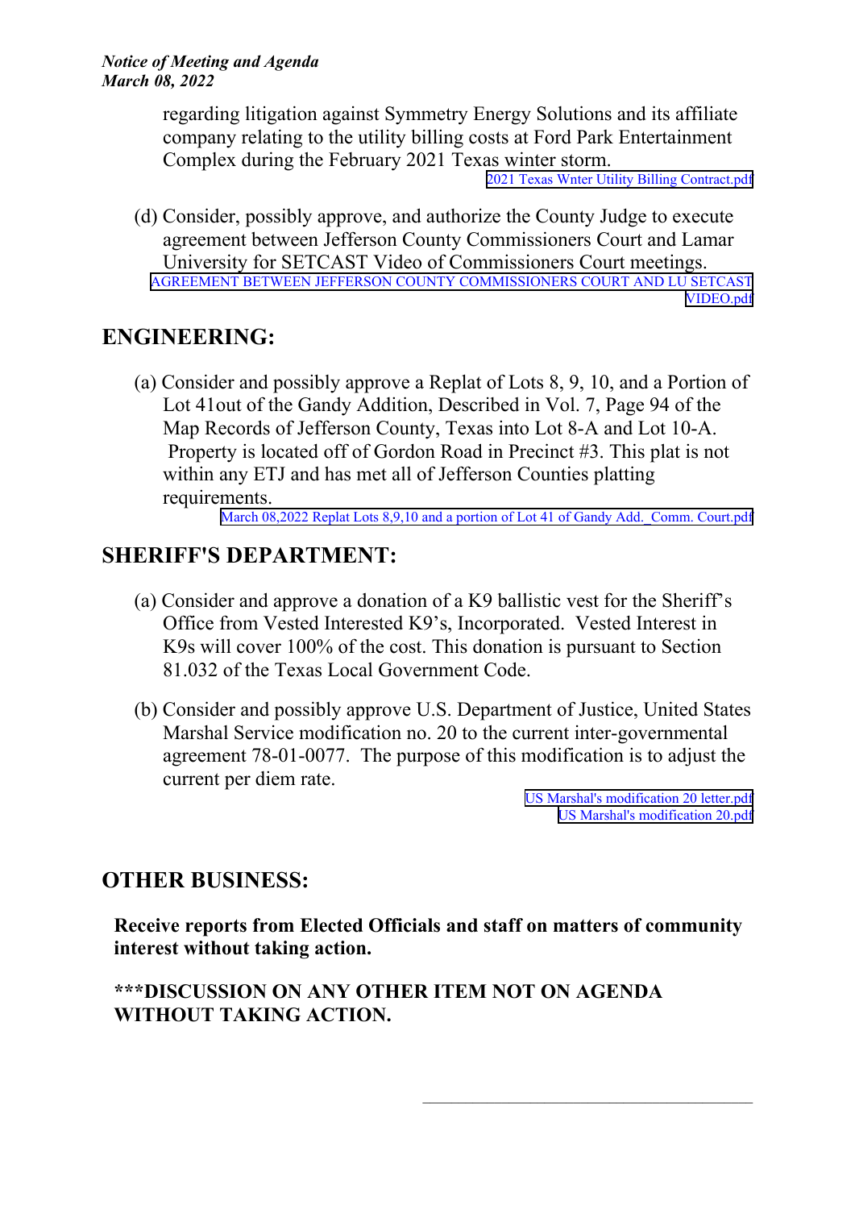regarding litigation against Symmetry Energy Solutions and its affiliate company relating to the utility billing costs at Ford Park Entertainment Complex during the February 2021 Texas winter storm.

2021 Texas Wnter Utility Billing Contract.pdf

(d) Consider, possibly approve, and authorize the County Judge to execute agreement between Jefferson County Commissioners Court and Lamar University for SETCAST Video of Commissioners Court meetings.

AGREEMENT BETWEEN JEFFERSON COUNTY COMMISSIONERS COURT AND LU SETCAST VIDEO.pdf

## ENGINEERING:

(a) Consider and possibly approve a Replat of Lots 8, 9, 10, and a Portion of Lot 41out of the Gandy Addition, Described in Vol. 7, Page 94 of the Map Records of Jefferson County, Texas into Lot 8-A and Lot 10-A. Property is located off of Gordon Road in Precinct #3. This plat is not within any ETJ and has met all of Jefferson Counties platting requirements.

March 08,2022 Replat Lots 8,9,10 and a portion of Lot 41 of Gandy Add._Comm. Court.pdf

## SHERIFF'S DEPARTMENT:

(a) Consider and approve a donation of a K9 ballistic vest for the Sheriff's Office from Vested Interested K9's, Incorporated. Vested Interest in K9s will cover 100% of the cost. This donation is pursuant to Section 81.032 of the Texas Local Government Code.

(b) Consider and possibly approve U.S. Department of Justice, United States Marshal Service modification no. 20 to the current inter-governmental agreement 78-01-0077. The purpose of this modification is to adjust the current per diem rate.

US Marshal's modification 20 letter.pdf
US Marshal's modification 20.pdf

## OTHER BUSINESS:

**Receive reports from Elected Officials and staff on matters of community interest without taking action.**

**\*\*\*DISCUSSION ON ANY OTHER ITEM NOT ON AGENDA WITHOUT TAKING ACTION.**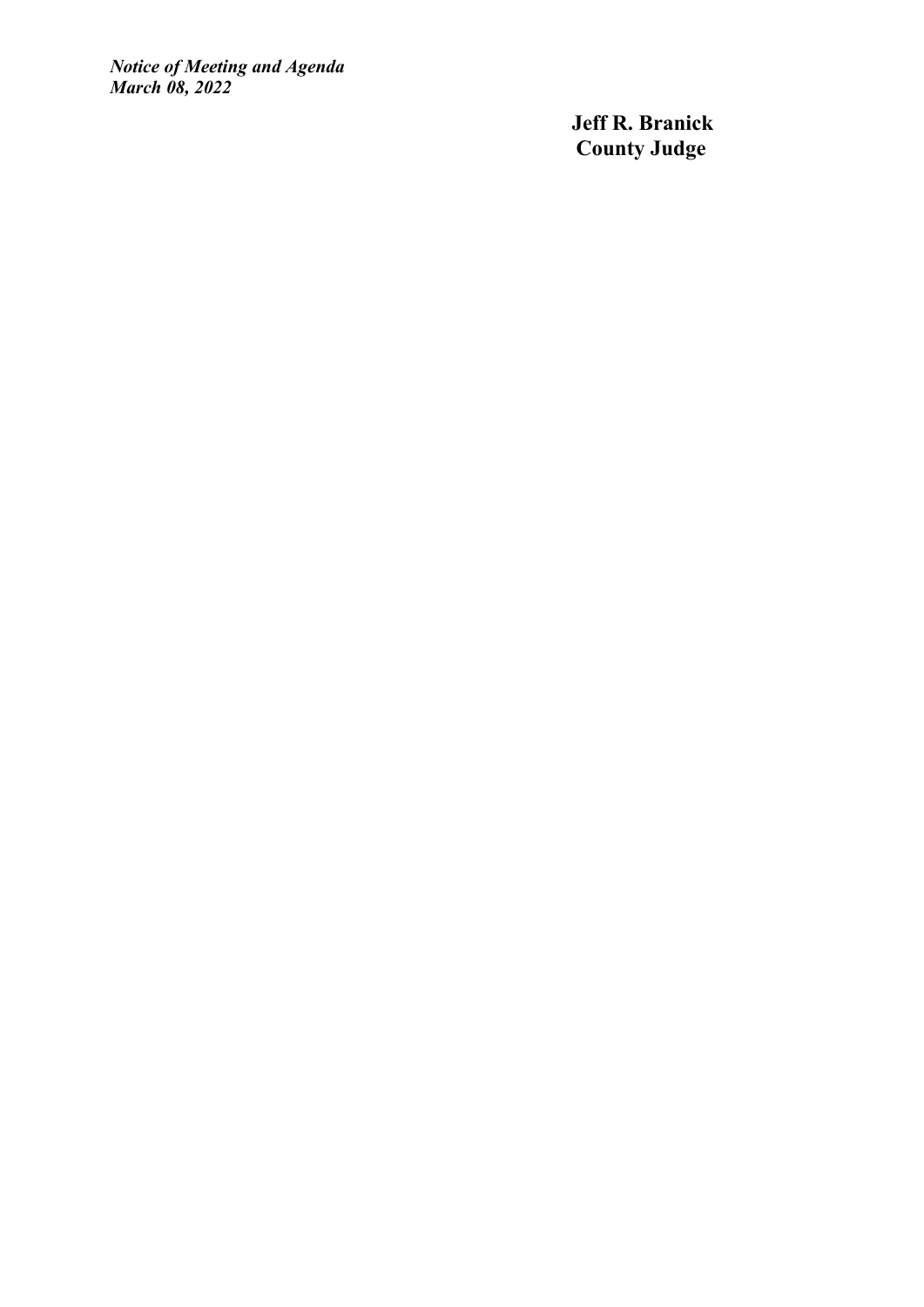**Jeff R. Branick**
**County Judge**